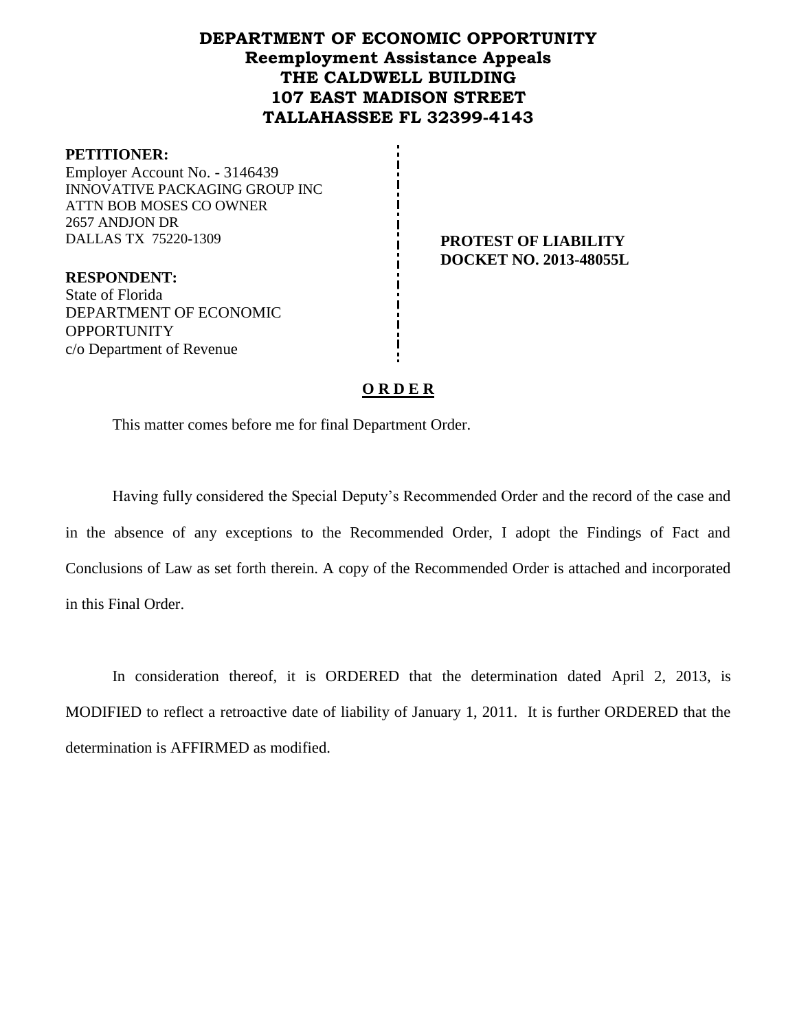# DEPARTMENT OF ECONOMIC OPPORTUNITY
## Reemployment Assistance Appeals
## THE CALDWELL BUILDING
## 107 EAST MADISON STREET
## TALLAHASSEE FL 32399-4143

**PETITIONER:**
Employer Account No. - 3146439
INNOVATIVE PACKAGING GROUP INC
ATTN BOB MOSES CO OWNER
2657 ANDJON DR
DALLAS TX 75220-1309

**PROTEST OF LIABILITY**
**DOCKET NO. 2013-48055L**

**RESPONDENT:**
State of Florida
DEPARTMENT OF ECONOMIC OPPORTUNITY
c/o Department of Revenue

## O R D E R

This matter comes before me for final Department Order.

Having fully considered the Special Deputy's Recommended Order and the record of the case and in the absence of any exceptions to the Recommended Order, I adopt the Findings of Fact and Conclusions of Law as set forth therein. A copy of the Recommended Order is attached and incorporated in this Final Order.

In consideration thereof, it is ORDERED that the determination dated April 2, 2013, is MODIFIED to reflect a retroactive date of liability of January 1, 2011. It is further ORDERED that the determination is AFFIRMED as modified.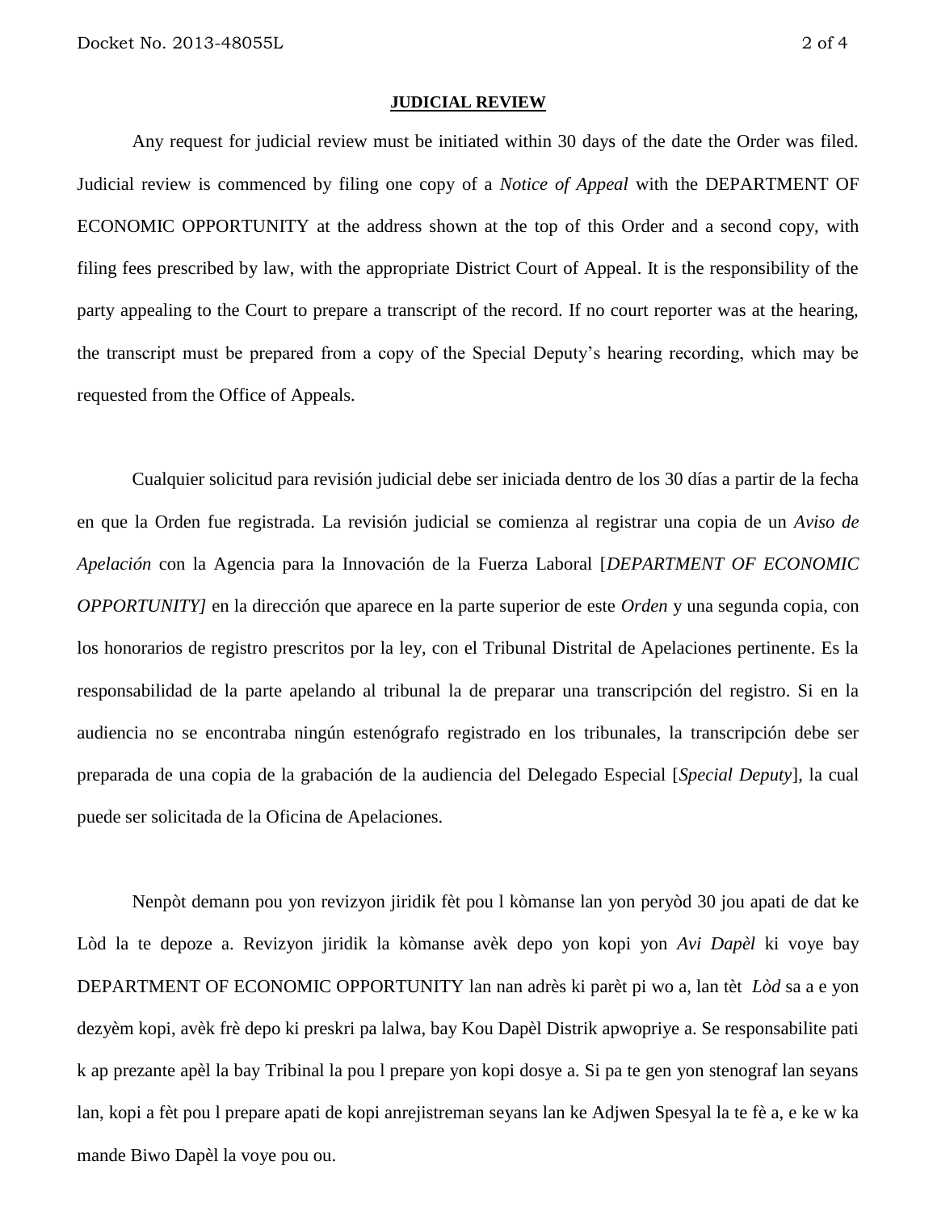**JUDICIAL REVIEW**

Any request for judicial review must be initiated within 30 days of the date the Order was filed. Judicial review is commenced by filing one copy of a *Notice of Appeal* with the DEPARTMENT OF ECONOMIC OPPORTUNITY at the address shown at the top of this Order and a second copy, with filing fees prescribed by law, with the appropriate District Court of Appeal. It is the responsibility of the party appealing to the Court to prepare a transcript of the record. If no court reporter was at the hearing, the transcript must be prepared from a copy of the Special Deputy's hearing recording, which may be requested from the Office of Appeals.

Cualquier solicitud para revisión judicial debe ser iniciada dentro de los 30 días a partir de la fecha en que la Orden fue registrada. La revisión judicial se comienza al registrar una copia de un *Aviso de Apelación* con la Agencia para la Innovación de la Fuerza Laboral [*DEPARTMENT OF ECONOMIC OPPORTUNITY]* en la dirección que aparece en la parte superior de este *Orden* y una segunda copia, con los honorarios de registro prescritos por la ley, con el Tribunal Distrital de Apelaciones pertinente. Es la responsabilidad de la parte apelando al tribunal la de preparar una transcripción del registro. Si en la audiencia no se encontraba ningún estenógrafo registrado en los tribunales, la transcripción debe ser preparada de una copia de la grabación de la audiencia del Delegado Especial [*Special Deputy*], la cual puede ser solicitada de la Oficina de Apelaciones.

Nenpòt demann pou yon revizyon jiridik fèt pou l kòmanse lan yon peryòd 30 jou apati de dat ke Lòd la te depoze a. Revizyon jiridik la kòmanse avèk depo yon kopi yon *Avi Dapèl* ki voye bay DEPARTMENT OF ECONOMIC OPPORTUNITY lan nan adrès ki parèt pi wo a, lan tèt *Lòd* sa a e yon dezyèm kopi, avèk frè depo ki preskri pa lalwa, bay Kou Dapèl Distrik apwopriye a. Se responsabilite pati k ap prezante apèl la bay Tribinal la pou l prepare yon kopi dosye a. Si pa te gen yon stenograf lan seyans lan, kopi a fèt pou l prepare apati de kopi anrejistreman seyans lan ke Adjwen Spesyal la te fè a, e ke w ka mande Biwo Dapèl la voye pou ou.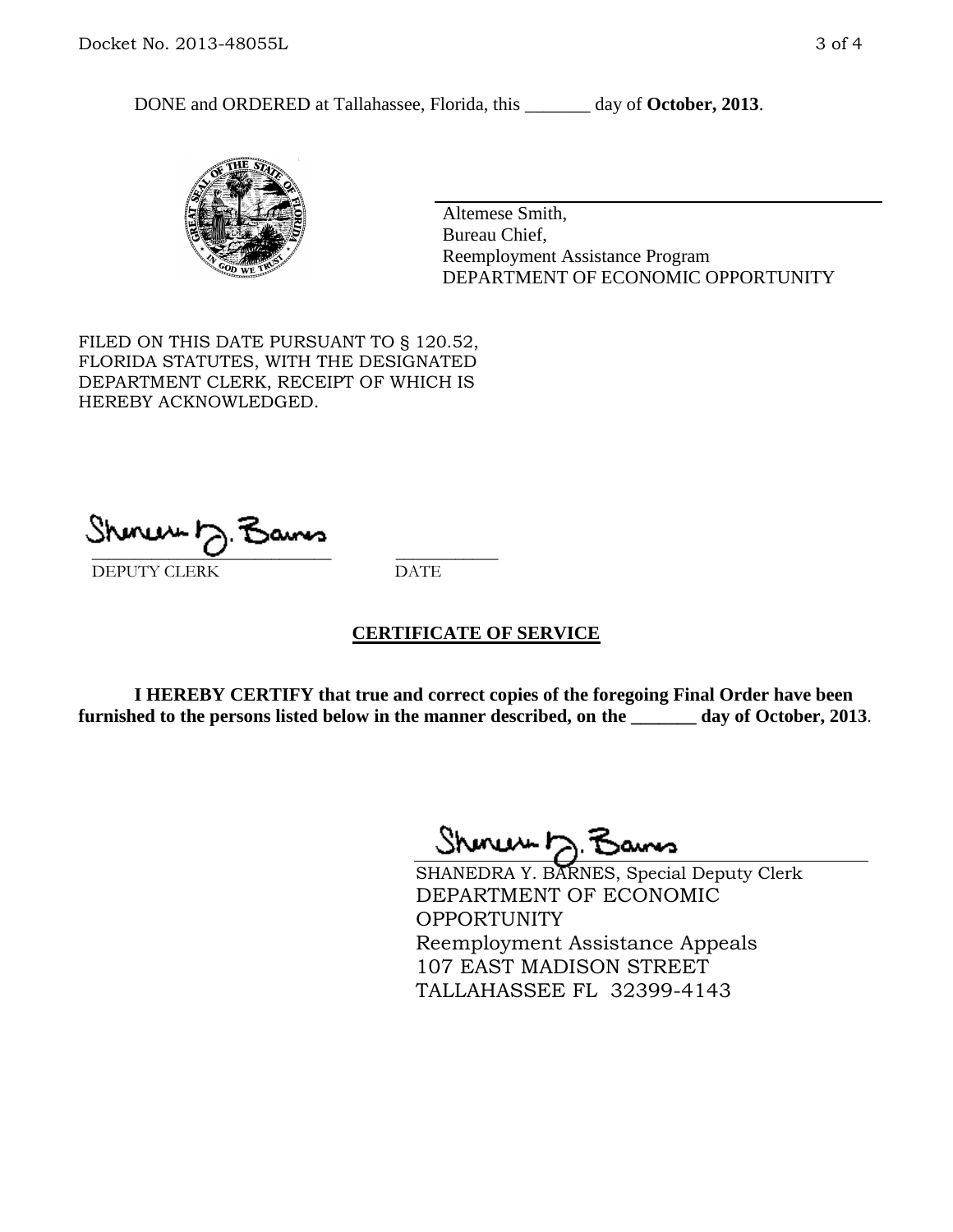DONE and ORDERED at Tallahassee, Florida, this _______ day of **October, 2013**.

Altemese Smith,
Bureau Chief,
Reemployment Assistance Program
DEPARTMENT OF ECONOMIC OPPORTUNITY

FILED ON THIS DATE PURSUANT TO § 120.52, FLORIDA STATUTES, WITH THE DESIGNATED DEPARTMENT CLERK, RECEIPT OF WHICH IS HEREBY ACKNOWLEDGED.

___________________________ ___________
DEPUTY CLERK DATE

## CERTIFICATE OF SERVICE

**I HEREBY CERTIFY that true and correct copies of the foregoing Final Order have been furnished to the persons listed below in the manner described, on the _______ day of October, 2013**.

SHANEDRA Y. BARNES, Special Deputy Clerk
DEPARTMENT OF ECONOMIC OPPORTUNITY
Reemployment Assistance Appeals
107 EAST MADISON STREET
TALLAHASSEE FL 32399-4143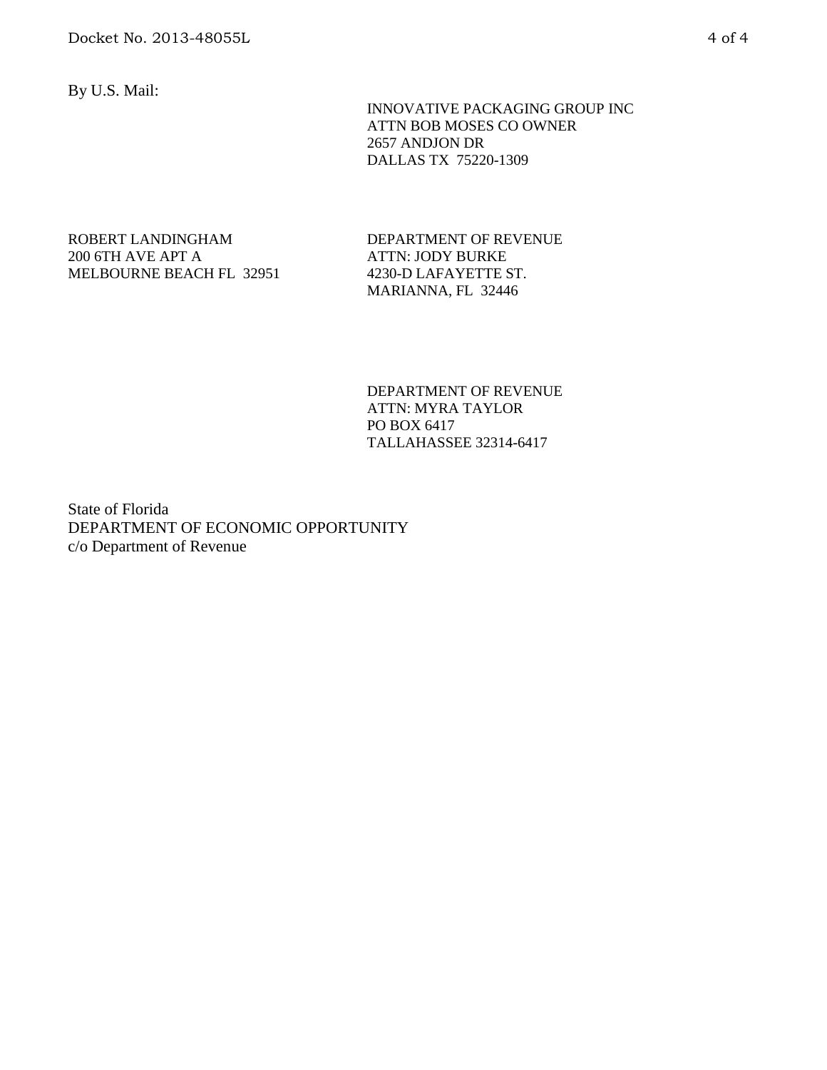By U.S. Mail:

INNOVATIVE PACKAGING GROUP INC
ATTN BOB MOSES CO OWNER
2657 ANDJON DR
DALLAS TX 75220-1309

ROBERT LANDINGHAM
200 6TH AVE APT A
MELBOURNE BEACH FL 32951

DEPARTMENT OF REVENUE
ATTN: JODY BURKE
4230-D LAFAYETTE ST.
MARIANNA, FL 32446

DEPARTMENT OF REVENUE
ATTN: MYRA TAYLOR
PO BOX 6417
TALLAHASSEE 32314-6417

State of Florida
DEPARTMENT OF ECONOMIC OPPORTUNITY
c/o Department of Revenue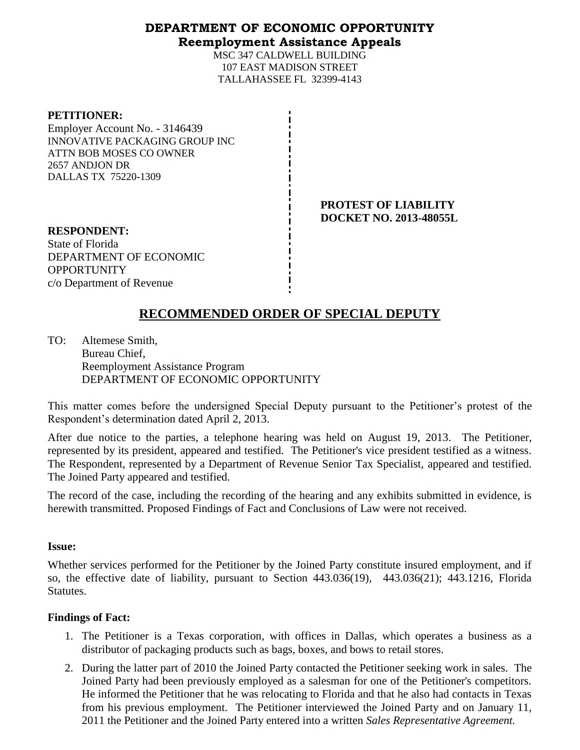# DEPARTMENT OF ECONOMIC OPPORTUNITY
## Reemployment Assistance Appeals

MSC 347 CALDWELL BUILDING
107 EAST MADISON STREET
TALLAHASSEE FL 32399-4143

**PETITIONER:**
Employer Account No. - 3146439
INNOVATIVE PACKAGING GROUP INC
ATTN BOB MOSES CO OWNER
2657 ANDJON DR
DALLAS TX 75220-1309

**PROTEST OF LIABILITY**
**DOCKET NO. 2013-48055L**

**RESPONDENT:**
State of Florida
DEPARTMENT OF ECONOMIC OPPORTUNITY
c/o Department of Revenue

## RECOMMENDED ORDER OF SPECIAL DEPUTY

TO: Altemese Smith,
Bureau Chief,
Reemployment Assistance Program
DEPARTMENT OF ECONOMIC OPPORTUNITY

This matter comes before the undersigned Special Deputy pursuant to the Petitioner's protest of the Respondent's determination dated April 2, 2013.

After due notice to the parties, a telephone hearing was held on August 19, 2013. The Petitioner, represented by its president, appeared and testified. The Petitioner's vice president testified as a witness. The Respondent, represented by a Department of Revenue Senior Tax Specialist, appeared and testified. The Joined Party appeared and testified.

The record of the case, including the recording of the hearing and any exhibits submitted in evidence, is herewith transmitted. Proposed Findings of Fact and Conclusions of Law were not received.

**Issue:**

Whether services performed for the Petitioner by the Joined Party constitute insured employment, and if so, the effective date of liability, pursuant to Section 443.036(19), 443.036(21); 443.1216, Florida Statutes.

**Findings of Fact:**

1. The Petitioner is a Texas corporation, with offices in Dallas, which operates a business as a distributor of packaging products such as bags, boxes, and bows to retail stores.
2. During the latter part of 2010 the Joined Party contacted the Petitioner seeking work in sales. The Joined Party had been previously employed as a salesman for one of the Petitioner's competitors. He informed the Petitioner that he was relocating to Florida and that he also had contacts in Texas from his previous employment. The Petitioner interviewed the Joined Party and on January 11, 2011 the Petitioner and the Joined Party entered into a written *Sales Representative Agreement.*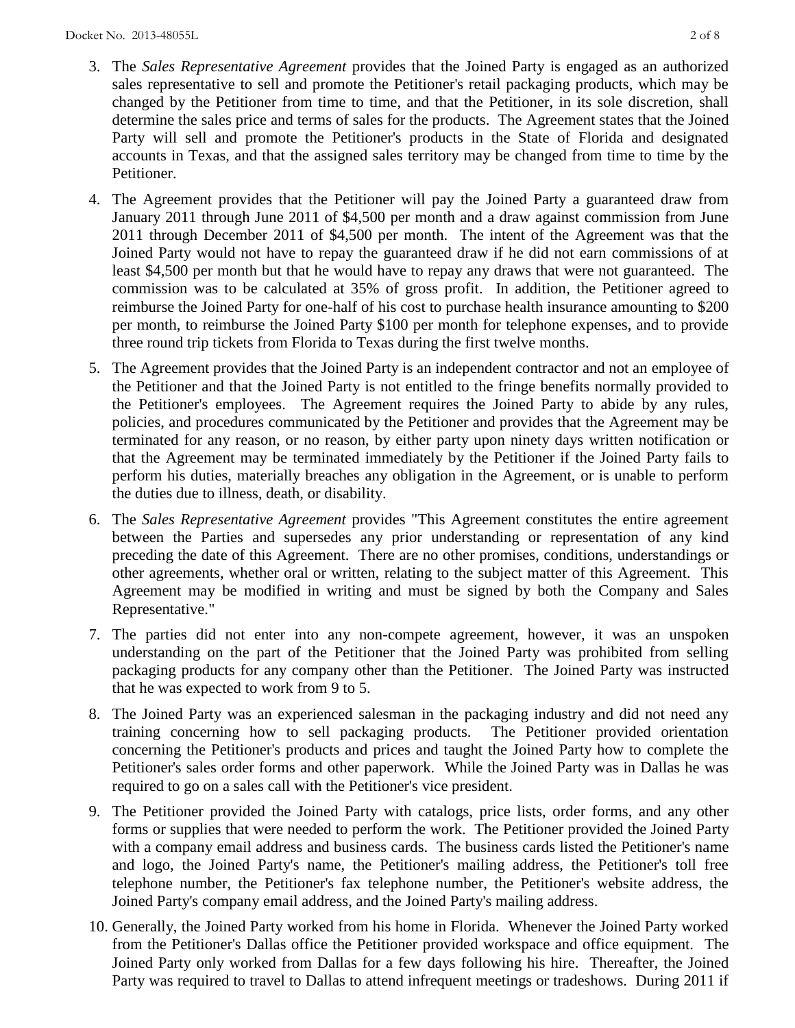3. The *Sales Representative Agreement* provides that the Joined Party is engaged as an authorized sales representative to sell and promote the Petitioner's retail packaging products, which may be changed by the Petitioner from time to time, and that the Petitioner, in its sole discretion, shall determine the sales price and terms of sales for the products. The Agreement states that the Joined Party will sell and promote the Petitioner's products in the State of Florida and designated accounts in Texas, and that the assigned sales territory may be changed from time to time by the Petitioner.

4. The Agreement provides that the Petitioner will pay the Joined Party a guaranteed draw from January 2011 through June 2011 of $4,500 per month and a draw against commission from June 2011 through December 2011 of $4,500 per month. The intent of the Agreement was that the Joined Party would not have to repay the guaranteed draw if he did not earn commissions of at least $4,500 per month but that he would have to repay any draws that were not guaranteed. The commission was to be calculated at 35% of gross profit. In addition, the Petitioner agreed to reimburse the Joined Party for one-half of his cost to purchase health insurance amounting to $200 per month, to reimburse the Joined Party $100 per month for telephone expenses, and to provide three round trip tickets from Florida to Texas during the first twelve months.

5. The Agreement provides that the Joined Party is an independent contractor and not an employee of the Petitioner and that the Joined Party is not entitled to the fringe benefits normally provided to the Petitioner's employees. The Agreement requires the Joined Party to abide by any rules, policies, and procedures communicated by the Petitioner and provides that the Agreement may be terminated for any reason, or no reason, by either party upon ninety days written notification or that the Agreement may be terminated immediately by the Petitioner if the Joined Party fails to perform his duties, materially breaches any obligation in the Agreement, or is unable to perform the duties due to illness, death, or disability.

6. The *Sales Representative Agreement* provides "This Agreement constitutes the entire agreement between the Parties and supersedes any prior understanding or representation of any kind preceding the date of this Agreement. There are no other promises, conditions, understandings or other agreements, whether oral or written, relating to the subject matter of this Agreement. This Agreement may be modified in writing and must be signed by both the Company and Sales Representative."

7. The parties did not enter into any non-compete agreement, however, it was an unspoken understanding on the part of the Petitioner that the Joined Party was prohibited from selling packaging products for any company other than the Petitioner. The Joined Party was instructed that he was expected to work from 9 to 5.

8. The Joined Party was an experienced salesman in the packaging industry and did not need any training concerning how to sell packaging products. The Petitioner provided orientation concerning the Petitioner's products and prices and taught the Joined Party how to complete the Petitioner's sales order forms and other paperwork. While the Joined Party was in Dallas he was required to go on a sales call with the Petitioner's vice president.

9. The Petitioner provided the Joined Party with catalogs, price lists, order forms, and any other forms or supplies that were needed to perform the work. The Petitioner provided the Joined Party with a company email address and business cards. The business cards listed the Petitioner's name and logo, the Joined Party's name, the Petitioner's mailing address, the Petitioner's toll free telephone number, the Petitioner's fax telephone number, the Petitioner's website address, the Joined Party's company email address, and the Joined Party's mailing address.

10. Generally, the Joined Party worked from his home in Florida. Whenever the Joined Party worked from the Petitioner's Dallas office the Petitioner provided workspace and office equipment. The Joined Party only worked from Dallas for a few days following his hire. Thereafter, the Joined Party was required to travel to Dallas to attend infrequent meetings or tradeshows. During 2011 if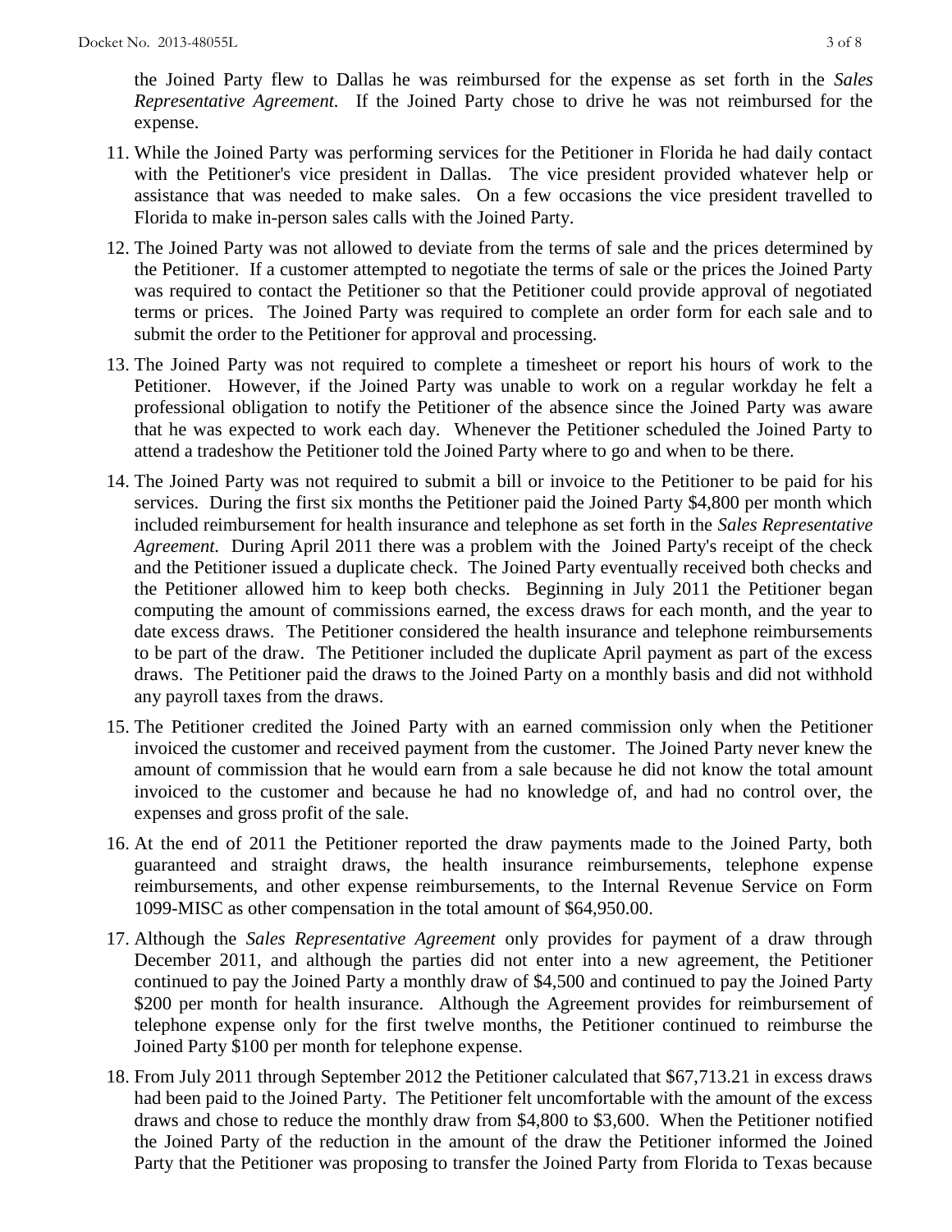the Joined Party flew to Dallas he was reimbursed for the expense as set forth in the *Sales Representative Agreement.* If the Joined Party chose to drive he was not reimbursed for the expense.

11. While the Joined Party was performing services for the Petitioner in Florida he had daily contact with the Petitioner's vice president in Dallas. The vice president provided whatever help or assistance that was needed to make sales. On a few occasions the vice president travelled to Florida to make in-person sales calls with the Joined Party.

12. The Joined Party was not allowed to deviate from the terms of sale and the prices determined by the Petitioner. If a customer attempted to negotiate the terms of sale or the prices the Joined Party was required to contact the Petitioner so that the Petitioner could provide approval of negotiated terms or prices. The Joined Party was required to complete an order form for each sale and to submit the order to the Petitioner for approval and processing.

13. The Joined Party was not required to complete a timesheet or report his hours of work to the Petitioner. However, if the Joined Party was unable to work on a regular workday he felt a professional obligation to notify the Petitioner of the absence since the Joined Party was aware that he was expected to work each day. Whenever the Petitioner scheduled the Joined Party to attend a tradeshow the Petitioner told the Joined Party where to go and when to be there.

14. The Joined Party was not required to submit a bill or invoice to the Petitioner to be paid for his services. During the first six months the Petitioner paid the Joined Party $4,800 per month which included reimbursement for health insurance and telephone as set forth in the *Sales Representative Agreement.* During April 2011 there was a problem with the Joined Party's receipt of the check and the Petitioner issued a duplicate check. The Joined Party eventually received both checks and the Petitioner allowed him to keep both checks. Beginning in July 2011 the Petitioner began computing the amount of commissions earned, the excess draws for each month, and the year to date excess draws. The Petitioner considered the health insurance and telephone reimbursements to be part of the draw. The Petitioner included the duplicate April payment as part of the excess draws. The Petitioner paid the draws to the Joined Party on a monthly basis and did not withhold any payroll taxes from the draws.

15. The Petitioner credited the Joined Party with an earned commission only when the Petitioner invoiced the customer and received payment from the customer. The Joined Party never knew the amount of commission that he would earn from a sale because he did not know the total amount invoiced to the customer and because he had no knowledge of, and had no control over, the expenses and gross profit of the sale.

16. At the end of 2011 the Petitioner reported the draw payments made to the Joined Party, both guaranteed and straight draws, the health insurance reimbursements, telephone expense reimbursements, and other expense reimbursements, to the Internal Revenue Service on Form 1099-MISC as other compensation in the total amount of $64,950.00.

17. Although the *Sales Representative Agreement* only provides for payment of a draw through December 2011, and although the parties did not enter into a new agreement, the Petitioner continued to pay the Joined Party a monthly draw of $4,500 and continued to pay the Joined Party $200 per month for health insurance. Although the Agreement provides for reimbursement of telephone expense only for the first twelve months, the Petitioner continued to reimburse the Joined Party $100 per month for telephone expense.

18. From July 2011 through September 2012 the Petitioner calculated that $67,713.21 in excess draws had been paid to the Joined Party. The Petitioner felt uncomfortable with the amount of the excess draws and chose to reduce the monthly draw from $4,800 to $3,600. When the Petitioner notified the Joined Party of the reduction in the amount of the draw the Petitioner informed the Joined Party that the Petitioner was proposing to transfer the Joined Party from Florida to Texas because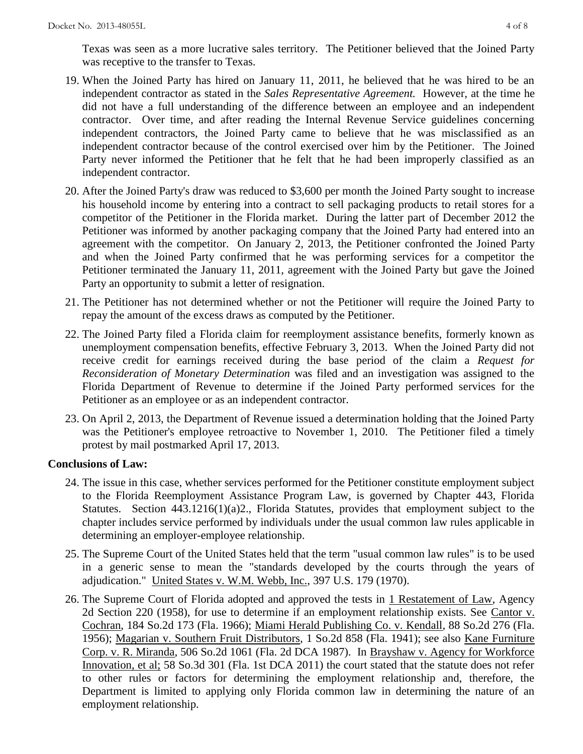Texas was seen as a more lucrative sales territory. The Petitioner believed that the Joined Party was receptive to the transfer to Texas.

19. When the Joined Party has hired on January 11, 2011, he believed that he was hired to be an independent contractor as stated in the *Sales Representative Agreement.* However, at the time he did not have a full understanding of the difference between an employee and an independent contractor. Over time, and after reading the Internal Revenue Service guidelines concerning independent contractors, the Joined Party came to believe that he was misclassified as an independent contractor because of the control exercised over him by the Petitioner. The Joined Party never informed the Petitioner that he felt that he had been improperly classified as an independent contractor.

20. After the Joined Party's draw was reduced to $3,600 per month the Joined Party sought to increase his household income by entering into a contract to sell packaging products to retail stores for a competitor of the Petitioner in the Florida market. During the latter part of December 2012 the Petitioner was informed by another packaging company that the Joined Party had entered into an agreement with the competitor. On January 2, 2013, the Petitioner confronted the Joined Party and when the Joined Party confirmed that he was performing services for a competitor the Petitioner terminated the January 11, 2011, agreement with the Joined Party but gave the Joined Party an opportunity to submit a letter of resignation.

21. The Petitioner has not determined whether or not the Petitioner will require the Joined Party to repay the amount of the excess draws as computed by the Petitioner.

22. The Joined Party filed a Florida claim for reemployment assistance benefits, formerly known as unemployment compensation benefits, effective February 3, 2013. When the Joined Party did not receive credit for earnings received during the base period of the claim a *Request for Reconsideration of Monetary Determination* was filed and an investigation was assigned to the Florida Department of Revenue to determine if the Joined Party performed services for the Petitioner as an employee or as an independent contractor.

23. On April 2, 2013, the Department of Revenue issued a determination holding that the Joined Party was the Petitioner's employee retroactive to November 1, 2010. The Petitioner filed a timely protest by mail postmarked April 17, 2013.

**Conclusions of Law:**

24. The issue in this case, whether services performed for the Petitioner constitute employment subject to the Florida Reemployment Assistance Program Law, is governed by Chapter 443, Florida Statutes. Section 443.1216(1)(a)2., Florida Statutes, provides that employment subject to the chapter includes service performed by individuals under the usual common law rules applicable in determining an employer-employee relationship.

25. The Supreme Court of the United States held that the term "usual common law rules" is to be used in a generic sense to mean the "standards developed by the courts through the years of adjudication." United States v. W.M. Webb, Inc., 397 U.S. 179 (1970).

26. The Supreme Court of Florida adopted and approved the tests in 1 Restatement of Law, Agency 2d Section 220 (1958), for use to determine if an employment relationship exists. See Cantor v. Cochran, 184 So.2d 173 (Fla. 1966); Miami Herald Publishing Co. v. Kendall, 88 So.2d 276 (Fla. 1956); Magarian v. Southern Fruit Distributors, 1 So.2d 858 (Fla. 1941); see also Kane Furniture Corp. v. R. Miranda, 506 So.2d 1061 (Fla. 2d DCA 1987). In Brayshaw v. Agency for Workforce Innovation, et al; 58 So.3d 301 (Fla. 1st DCA 2011) the court stated that the statute does not refer to other rules or factors for determining the employment relationship and, therefore, the Department is limited to applying only Florida common law in determining the nature of an employment relationship.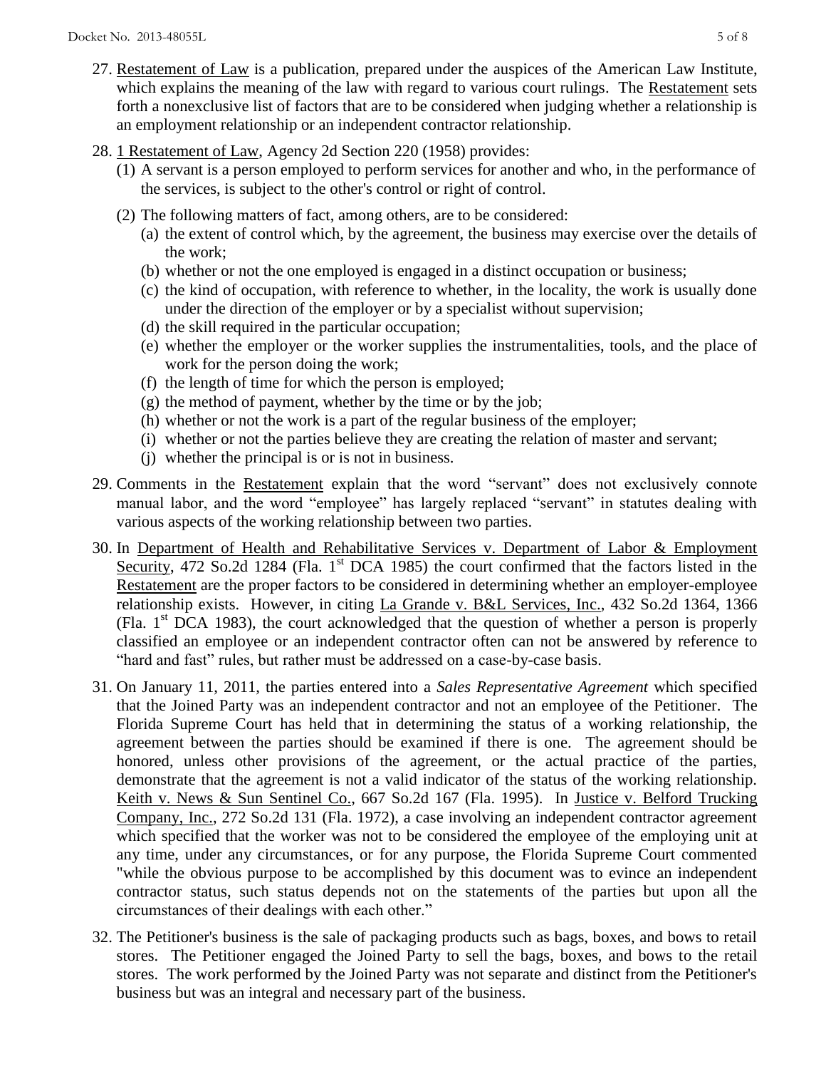27. Restatement of Law is a publication, prepared under the auspices of the American Law Institute, which explains the meaning of the law with regard to various court rulings. The Restatement sets forth a nonexclusive list of factors that are to be considered when judging whether a relationship is an employment relationship or an independent contractor relationship.

28. 1 Restatement of Law, Agency 2d Section 220 (1958) provides:
    (1) A servant is a person employed to perform services for another and who, in the performance of the services, is subject to the other's control or right of control.
    (2) The following matters of fact, among others, are to be considered:
        (a) the extent of control which, by the agreement, the business may exercise over the details of the work;
        (b) whether or not the one employed is engaged in a distinct occupation or business;
        (c) the kind of occupation, with reference to whether, in the locality, the work is usually done under the direction of the employer or by a specialist without supervision;
        (d) the skill required in the particular occupation;
        (e) whether the employer or the worker supplies the instrumentalities, tools, and the place of work for the person doing the work;
        (f) the length of time for which the person is employed;
        (g) the method of payment, whether by the time or by the job;
        (h) whether or not the work is a part of the regular business of the employer;
        (i) whether or not the parties believe they are creating the relation of master and servant;
        (j) whether the principal is or is not in business.

29. Comments in the Restatement explain that the word "servant" does not exclusively connote manual labor, and the word "employee" has largely replaced "servant" in statutes dealing with various aspects of the working relationship between two parties.

30. In Department of Health and Rehabilitative Services v. Department of Labor & Employment Security, 472 So.2d 1284 (Fla. 1st DCA 1985) the court confirmed that the factors listed in the Restatement are the proper factors to be considered in determining whether an employer-employee relationship exists. However, in citing La Grande v. B&L Services, Inc., 432 So.2d 1364, 1366 (Fla. 1st DCA 1983), the court acknowledged that the question of whether a person is properly classified an employee or an independent contractor often can not be answered by reference to "hard and fast" rules, but rather must be addressed on a case-by-case basis.

31. On January 11, 2011, the parties entered into a *Sales Representative Agreement* which specified that the Joined Party was an independent contractor and not an employee of the Petitioner. The Florida Supreme Court has held that in determining the status of a working relationship, the agreement between the parties should be examined if there is one. The agreement should be honored, unless other provisions of the agreement, or the actual practice of the parties, demonstrate that the agreement is not a valid indicator of the status of the working relationship. Keith v. News & Sun Sentinel Co., 667 So.2d 167 (Fla. 1995). In Justice v. Belford Trucking Company, Inc., 272 So.2d 131 (Fla. 1972), a case involving an independent contractor agreement which specified that the worker was not to be considered the employee of the employing unit at any time, under any circumstances, or for any purpose, the Florida Supreme Court commented "while the obvious purpose to be accomplished by this document was to evince an independent contractor status, such status depends not on the statements of the parties but upon all the circumstances of their dealings with each other."

32. The Petitioner's business is the sale of packaging products such as bags, boxes, and bows to retail stores. The Petitioner engaged the Joined Party to sell the bags, boxes, and bows to the retail stores. The work performed by the Joined Party was not separate and distinct from the Petitioner's business but was an integral and necessary part of the business.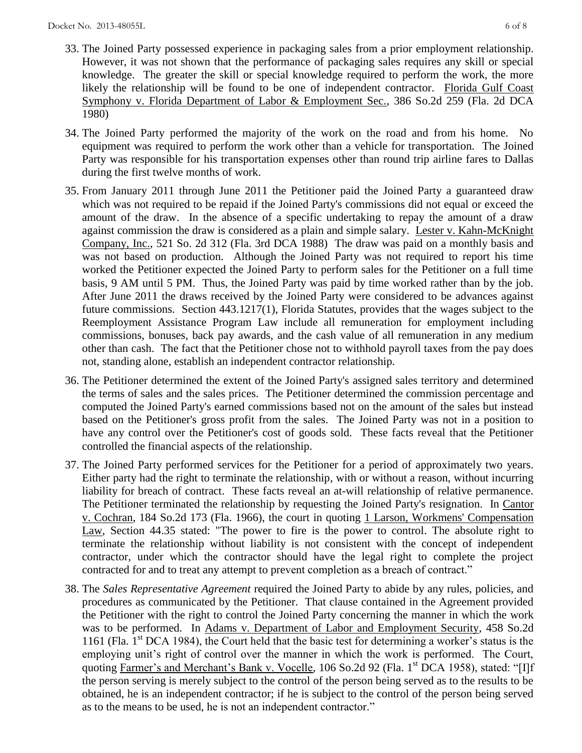33. The Joined Party possessed experience in packaging sales from a prior employment relationship. However, it was not shown that the performance of packaging sales requires any skill or special knowledge. The greater the skill or special knowledge required to perform the work, the more likely the relationship will be found to be one of independent contractor. Florida Gulf Coast Symphony v. Florida Department of Labor & Employment Sec., 386 So.2d 259 (Fla. 2d DCA 1980)

34. The Joined Party performed the majority of the work on the road and from his home. No equipment was required to perform the work other than a vehicle for transportation. The Joined Party was responsible for his transportation expenses other than round trip airline fares to Dallas during the first twelve months of work.

35. From January 2011 through June 2011 the Petitioner paid the Joined Party a guaranteed draw which was not required to be repaid if the Joined Party's commissions did not equal or exceed the amount of the draw. In the absence of a specific undertaking to repay the amount of a draw against commission the draw is considered as a plain and simple salary. Lester v. Kahn-McKnight Company, Inc., 521 So. 2d 312 (Fla. 3rd DCA 1988) The draw was paid on a monthly basis and was not based on production. Although the Joined Party was not required to report his time worked the Petitioner expected the Joined Party to perform sales for the Petitioner on a full time basis, 9 AM until 5 PM. Thus, the Joined Party was paid by time worked rather than by the job. After June 2011 the draws received by the Joined Party were considered to be advances against future commissions. Section 443.1217(1), Florida Statutes, provides that the wages subject to the Reemployment Assistance Program Law include all remuneration for employment including commissions, bonuses, back pay awards, and the cash value of all remuneration in any medium other than cash. The fact that the Petitioner chose not to withhold payroll taxes from the pay does not, standing alone, establish an independent contractor relationship.

36. The Petitioner determined the extent of the Joined Party's assigned sales territory and determined the terms of sales and the sales prices. The Petitioner determined the commission percentage and computed the Joined Party's earned commissions based not on the amount of the sales but instead based on the Petitioner's gross profit from the sales. The Joined Party was not in a position to have any control over the Petitioner's cost of goods sold. These facts reveal that the Petitioner controlled the financial aspects of the relationship.

37. The Joined Party performed services for the Petitioner for a period of approximately two years. Either party had the right to terminate the relationship, with or without a reason, without incurring liability for breach of contract. These facts reveal an at-will relationship of relative permanence. The Petitioner terminated the relationship by requesting the Joined Party's resignation. In Cantor v. Cochran, 184 So.2d 173 (Fla. 1966), the court in quoting 1 Larson, Workmens' Compensation Law, Section 44.35 stated: "The power to fire is the power to control. The absolute right to terminate the relationship without liability is not consistent with the concept of independent contractor, under which the contractor should have the legal right to complete the project contracted for and to treat any attempt to prevent completion as a breach of contract."

38. The *Sales Representative Agreement* required the Joined Party to abide by any rules, policies, and procedures as communicated by the Petitioner. That clause contained in the Agreement provided the Petitioner with the right to control the Joined Party concerning the manner in which the work was to be performed. In Adams v. Department of Labor and Employment Security, 458 So.2d 1161 (Fla. 1st DCA 1984), the Court held that the basic test for determining a worker's status is the employing unit's right of control over the manner in which the work is performed. The Court, quoting Farmer's and Merchant's Bank v. Vocelle, 106 So.2d 92 (Fla. 1st DCA 1958), stated: "[I]f the person serving is merely subject to the control of the person being served as to the results to be obtained, he is an independent contractor; if he is subject to the control of the person being served as to the means to be used, he is not an independent contractor."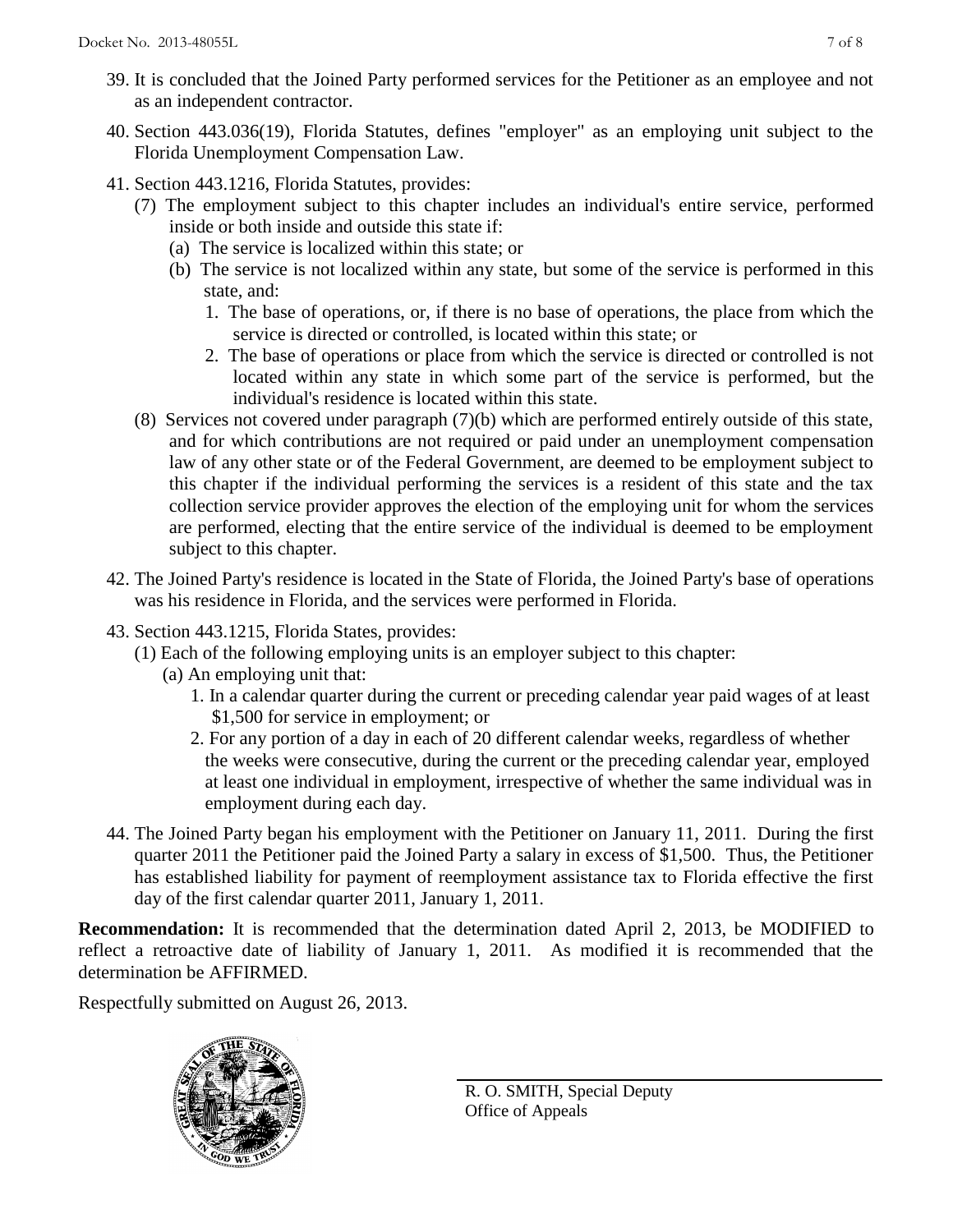39. It is concluded that the Joined Party performed services for the Petitioner as an employee and not as an independent contractor.

40. Section 443.036(19), Florida Statutes, defines "employer" as an employing unit subject to the Florida Unemployment Compensation Law.

41. Section 443.1216, Florida Statutes, provides:
    (7) The employment subject to this chapter includes an individual's entire service, performed inside or both inside and outside this state if:
    (a) The service is localized within this state; or
    (b) The service is not localized within any state, but some of the service is performed in this state, and:
    1. The base of operations, or, if there is no base of operations, the place from which the service is directed or controlled, is located within this state; or
    2. The base of operations or place from which the service is directed or controlled is not located within any state in which some part of the service is performed, but the individual's residence is located within this state.

    (8) Services not covered under paragraph (7)(b) which are performed entirely outside of this state, and for which contributions are not required or paid under an unemployment compensation law of any other state or of the Federal Government, are deemed to be employment subject to this chapter if the individual performing the services is a resident of this state and the tax collection service provider approves the election of the employing unit for whom the services are performed, electing that the entire service of the individual is deemed to be employment subject to this chapter.

42. The Joined Party's residence is located in the State of Florida, the Joined Party's base of operations was his residence in Florida, and the services were performed in Florida.

43. Section 443.1215, Florida States, provides:
    (1) Each of the following employing units is an employer subject to this chapter:
    (a) An employing unit that:
    1. In a calendar quarter during the current or preceding calendar year paid wages of at least $1,500 for service in employment; or
    2. For any portion of a day in each of 20 different calendar weeks, regardless of whether the weeks were consecutive, during the current or the preceding calendar year, employed at least one individual in employment, irrespective of whether the same individual was in employment during each day.

44. The Joined Party began his employment with the Petitioner on January 11, 2011. During the first quarter 2011 the Petitioner paid the Joined Party a salary in excess of $1,500. Thus, the Petitioner has established liability for payment of reemployment assistance tax to Florida effective the first day of the first calendar quarter 2011, January 1, 2011.

**Recommendation:** It is recommended that the determination dated April 2, 2013, be MODIFIED to reflect a retroactive date of liability of January 1, 2011. As modified it is recommended that the determination be AFFIRMED.

Respectfully submitted on August 26, 2013.

R. O. SMITH, Special Deputy
Office of Appeals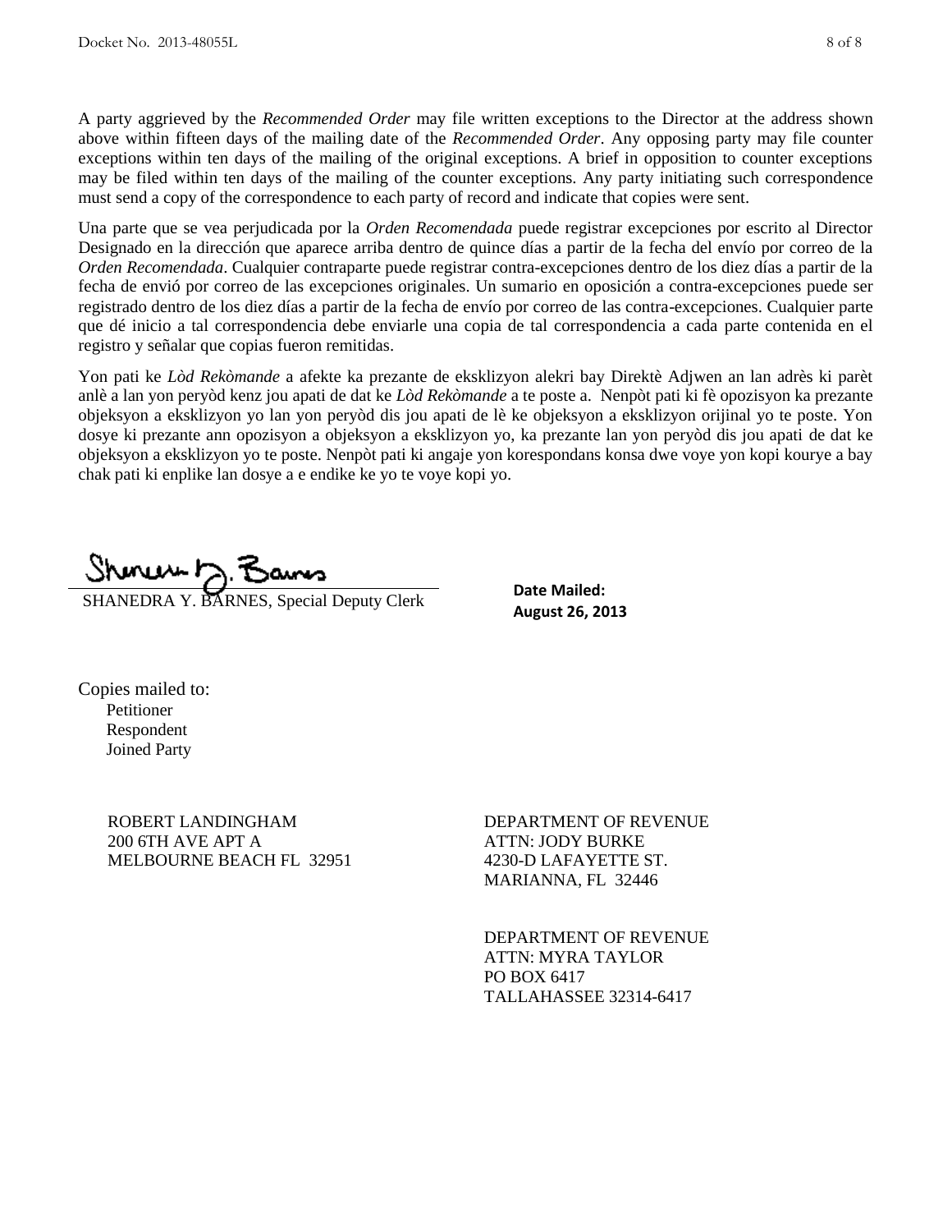A party aggrieved by the *Recommended Order* may file written exceptions to the Director at the address shown above within fifteen days of the mailing date of the *Recommended Order*. Any opposing party may file counter exceptions within ten days of the mailing of the original exceptions. A brief in opposition to counter exceptions may be filed within ten days of the mailing of the counter exceptions. Any party initiating such correspondence must send a copy of the correspondence to each party of record and indicate that copies were sent.

Una parte que se vea perjudicada por la *Orden Recomendada* puede registrar excepciones por escrito al Director Designado en la dirección que aparece arriba dentro de quince días a partir de la fecha del envío por correo de la *Orden Recomendada*. Cualquier contraparte puede registrar contra-excepciones dentro de los diez días a partir de la fecha de envió por correo de las excepciones originales. Un sumario en oposición a contra-excepciones puede ser registrado dentro de los diez días a partir de la fecha de envío por correo de las contra-excepciones. Cualquier parte que dé inicio a tal correspondencia debe enviarle una copia de tal correspondencia a cada parte contenida en el registro y señalar que copias fueron remitidas.

Yon pati ke *Lòd Rekòmande* a afekte ka prezante de eksklizyon alekri bay Direktè Adjwen an lan adrès ki parèt anlè a lan yon peryòd kenz jou apati de dat ke *Lòd Rekòmande* a te poste a. Nenpòt pati ki fè opozisyon ka prezante objeksyon a eksklizyon yo lan yon peryòd dis jou apati de lè ke objeksyon a eksklizyon orijinal yo te poste. Yon dosye ki prezante ann opozisyon a objeksyon a eksklizyon yo, ka prezante lan yon peryòd dis jou apati de dat ke objeksyon a eksklizyon yo te poste. Nenpòt pati ki angaje yon korespondans konsa dwe voye yon kopi kourye a bay chak pati ki enplike lan dosye a e endike ke yo te voye kopi yo.

SHANEDRA Y. BARNES, Special Deputy Clerk

**Date Mailed:**
**August 26, 2013**

Copies mailed to:
Petitioner
Respondent
Joined Party

ROBERT LANDINGHAM
200 6TH AVE APT A
MELBOURNE BEACH FL 32951

DEPARTMENT OF REVENUE
ATTN: JODY BURKE
4230-D LAFAYETTE ST.
MARIANNA, FL 32446

DEPARTMENT OF REVENUE
ATTN: MYRA TAYLOR
PO BOX 6417
TALLAHASSEE 32314-6417